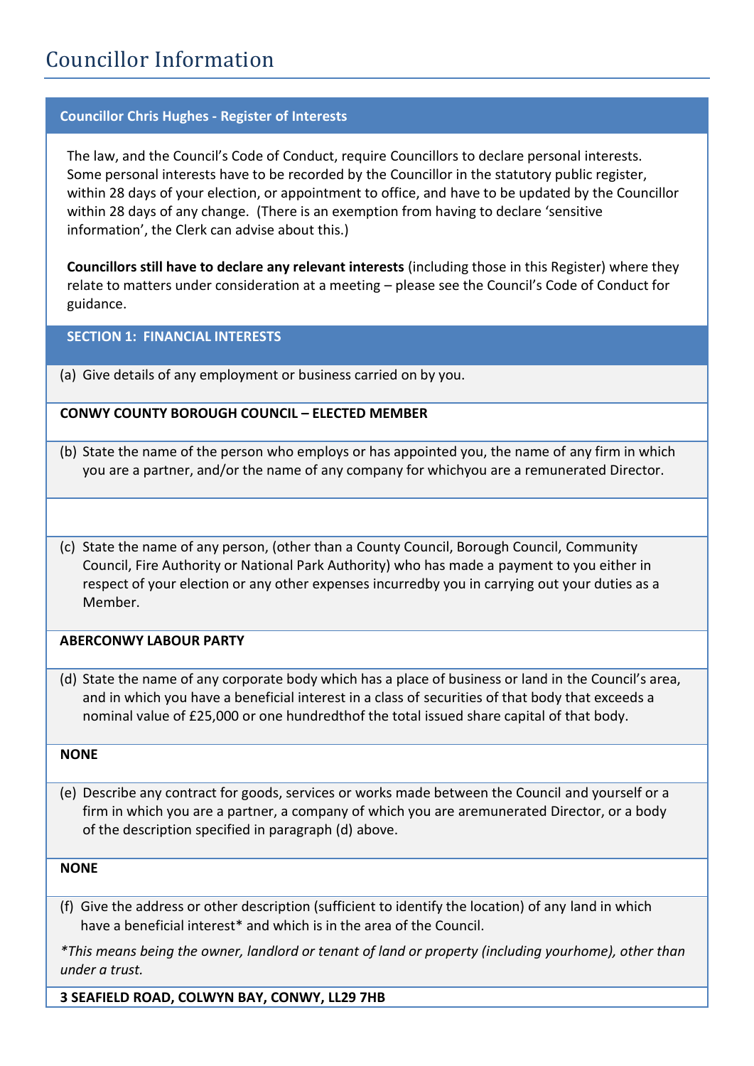# Councillor Information

## Councillor Chris Hughes - Register of Interests

The law, and the Council's Code of Conduct, require Councillors to declare personal interests. Some personal interests have to be recorded by the Councillor in the statutory public register, within 28 days of your election, or appointment to office, and have to be updated by the Councillor within 28 days of any change. (There is an exemption from having to declare 'sensitive information', the Clerk can advise about this.)

**Councillors still have to declare any relevant interests** (including those in this Register) where they relate to matters under consideration at a meeting – please see the Council's Code of Conduct for guidance.

### SECTION 1: FINANCIAL INTERESTS

(a) Give details of any employment or business carried on by you.

**CONWY COUNTY BOROUGH COUNCIL – ELECTED MEMBER**

(b) State the name of the person who employs or has appointed you, the name of any firm in which you are a partner, and/or the name of any company for whichyou are a remunerated Director.

(c) State the name of any person, (other than a County Council, Borough Council, Community Council, Fire Authority or National Park Authority) who has made a payment to you either in respect of your election or any other expenses incurredby you in carrying out your duties as a Member.

**ABERCONWY LABOUR PARTY**

(d) State the name of any corporate body which has a place of business or land in the Council's area, and in which you have a beneficial interest in a class of securities of that body that exceeds a nominal value of £25,000 or one hundredthof the total issued share capital of that body.

**NONE**

(e) Describe any contract for goods, services or works made between the Council and yourself or a firm in which you are a partner, a company of which you are aremunerated Director, or a body of the description specified in paragraph (d) above.

**NONE**

(f) Give the address or other description (sufficient to identify the location) of any land in which have a beneficial interest* and which is in the area of the Council.

*\*This means being the owner, landlord or tenant of land or property (including yourhome), other than under a trust.*

**3 SEAFIELD ROAD, COLWYN BAY, CONWY, LL29 7HB**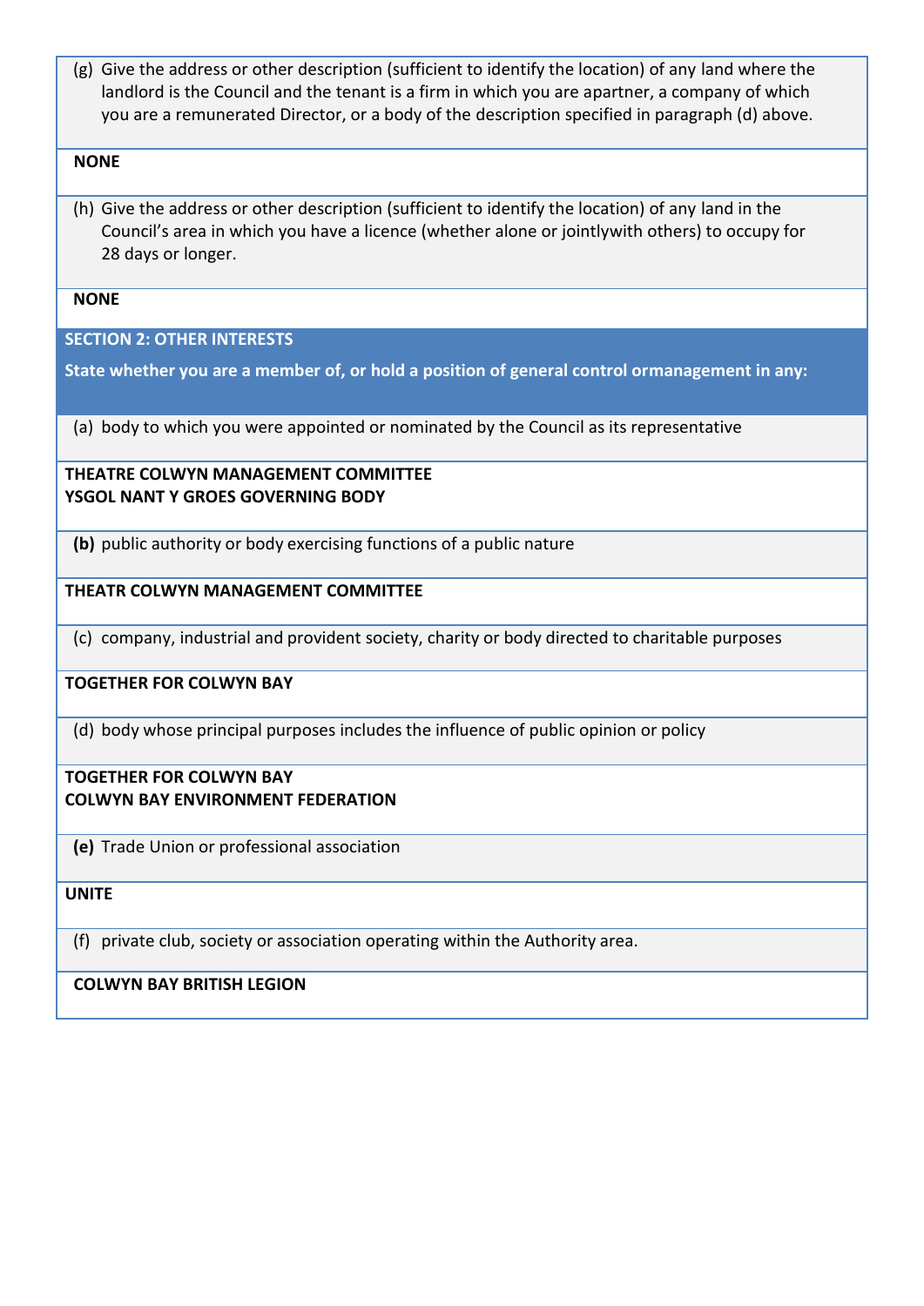(g) Give the address or other description (sufficient to identify the location) of any land where the landlord is the Council and the tenant is a firm in which you are apartner, a company of which you are a remunerated Director, or a body of the description specified in paragraph (d) above.

**NONE**

(h) Give the address or other description (sufficient to identify the location) of any land in the Council's area in which you have a licence (whether alone or jointlywith others) to occupy for 28 days or longer.

**NONE**

## SECTION 2: OTHER INTERESTS

**State whether you are a member of, or hold a position of general control ormanagement in any:**

(a) body to which you were appointed or nominated by the Council as its representative

**THEATRE COLWYN MANAGEMENT COMMITTEE**
**YSGOL NANT Y GROES GOVERNING BODY**

**(b)** public authority or body exercising functions of a public nature

**THEATR COLWYN MANAGEMENT COMMITTEE**

(c) company, industrial and provident society, charity or body directed to charitable purposes

**TOGETHER FOR COLWYN BAY**

(d) body whose principal purposes includes the influence of public opinion or policy

**TOGETHER FOR COLWYN BAY**
**COLWYN BAY ENVIRONMENT FEDERATION**

**(e)** Trade Union or professional association

**UNITE**

(f) private club, society or association operating within the Authority area.

**COLWYN BAY BRITISH LEGION**